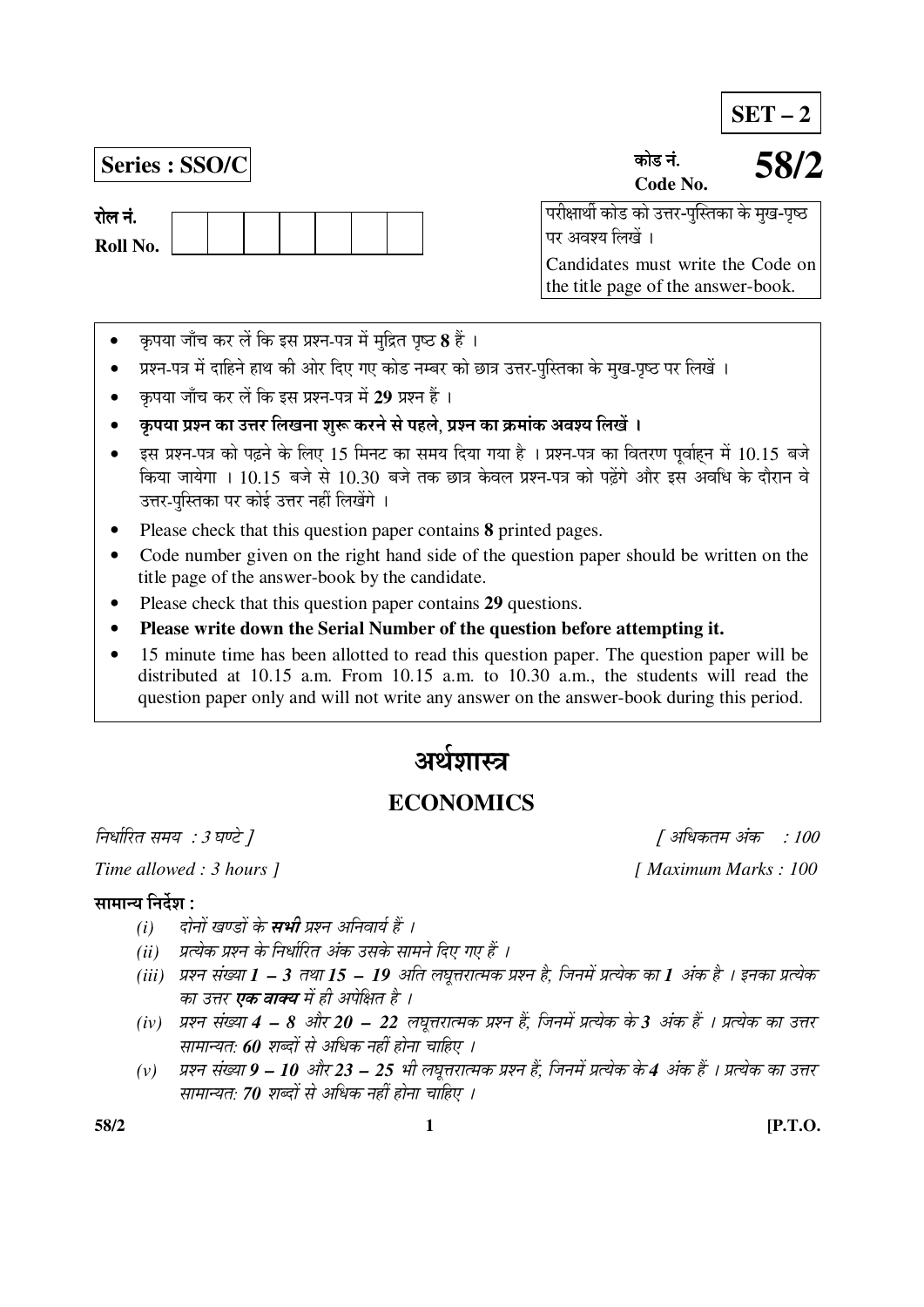**SET – 2**

**Series : SSO/C**

कोड नं.
Code No. **58/2**

रोल नं.
Roll No. | | | | | | | | |

परीक्षार्थी कोड को उत्तर-पुस्तिका के मुख-पृष्ठ पर अवश्य लिखें ।
Candidates must write the Code on the title page of the answer-book.

- कृपया जाँच कर लें कि इस प्रश्न-पत्र में मुद्रित पृष्ठ **8** हैं ।
- प्रश्न-पत्र में दाहिने हाथ की ओर दिए गए कोड नम्बर को छात्र उत्तर-पुस्तिका के मुख-पृष्ठ पर लिखें ।
- कृपया जाँच कर लें कि इस प्रश्न-पत्र में **29** प्रश्न हैं ।
- **कृपया प्रश्न का उत्तर लिखना शुरू करने से पहले, प्रश्न का क्रमांक अवश्य लिखें ।**
- इस प्रश्न-पत्र को पढ़ने के लिए 15 मिनट का समय दिया गया है । प्रश्न-पत्र का वितरण पूर्वाह्न में 10.15 बजे किया जायेगा । 10.15 बजे से 10.30 बजे तक छात्र केवल प्रश्न-पत्र को पढ़ेंगे और इस अवधि के दौरान वे उत्तर-पुस्तिका पर कोई उत्तर नहीं लिखेंगे ।
- Please check that this question paper contains **8** printed pages.
- Code number given on the right hand side of the question paper should be written on the title page of the answer-book by the candidate.
- Please check that this question paper contains **29** questions.
- **Please write down the Serial Number of the question before attempting it.**
- 15 minute time has been allotted to read this question paper. The question paper will be distributed at 10.15 a.m. From 10.15 a.m. to 10.30 a.m., the students will read the question paper only and will not write any answer on the answer-book during this period.

# अर्थशास्त्र

# ECONOMICS

*निर्धारित समय : 3 घण्टे ]* *[ अधिकतम अंक : 100*

*Time allowed : 3 hours ]* *[ Maximum Marks : 100*

**सामान्य निर्देश :**

*(i)* *दोनों खण्डों के **सभी** प्रश्न अनिवार्य हैं ।*

*(ii)* *प्रत्येक प्रश्न के निर्धारित अंक उसके सामने दिए गए हैं ।*

*(iii)* *प्रश्न संख्या **1 – 3** तथा **15 – 19** अति लघूत्तरात्मक प्रश्न है, जिनमें प्रत्येक का **1** अंक है । इनका प्रत्येक का उत्तर **एक वाक्य** में ही अपेक्षित है ।*

*(iv)* *प्रश्न संख्या **4 – 8** और **20 – 22** लघूत्तरात्मक प्रश्न हैं, जिनमें प्रत्येक के **3** अंक हैं । प्रत्येक का उत्तर सामान्यतः **60** शब्दों से अधिक नहीं होना चाहिए ।*

*(v)* *प्रश्न संख्या **9 – 10** और **23 – 25** भी लघूत्तरात्मक प्रश्न हैं, जिनमें प्रत्येक के **4** अंक हैं । प्रत्येक का उत्तर सामान्यतः **70** शब्दों से अधिक नहीं होना चाहिए ।*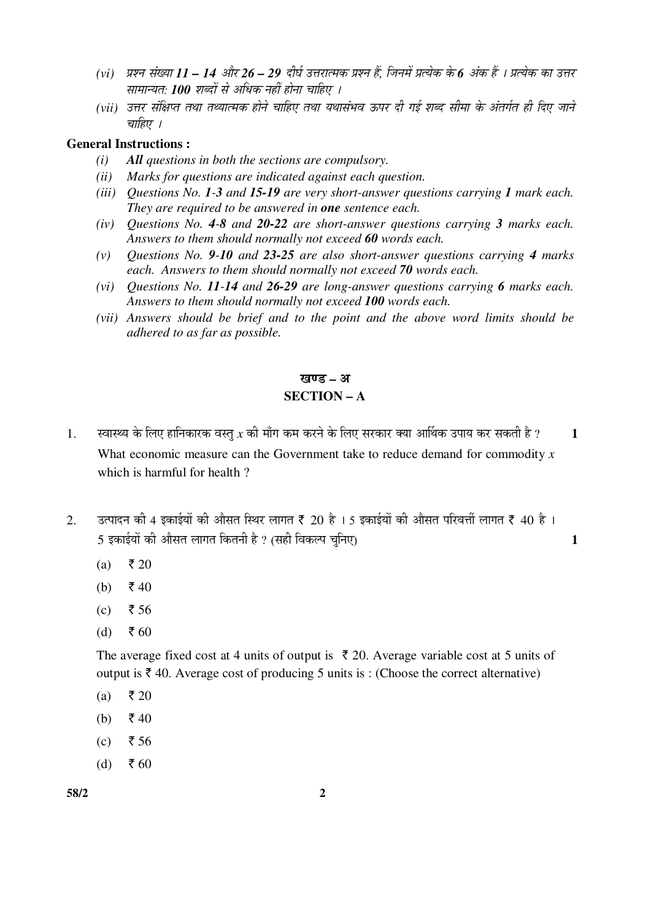*(vi) प्रश्न संख्या **11 – 14** और **26 – 29** दीर्घ उत्तरात्मक प्रश्न हैं, जिनमें प्रत्येक के **6** अंक हैं । प्रत्येक का उत्तर सामान्यतः **100** शब्दों से अधिक नहीं होना चाहिए ।*

*(vii) उत्तर संक्षिप्त तथा तथ्यात्मक होने चाहिए तथा यथासंभव ऊपर दी गई शब्द सीमा के अंतर्गत ही दिए जाने चाहिए ।*

**General Instructions :**

*(i)* ***All** questions in both the sections are compulsory.*

*(ii) Marks for questions are indicated against each question.*

*(iii) Questions No. **1-3** and **15-19** are very short-answer questions carrying **1** mark each. They are required to be answered in **one** sentence each.*

*(iv) Questions No. **4-8** and **20-22** are short-answer questions carrying **3** marks each. Answers to them should normally not exceed **60** words each.*

*(v) Questions No. **9-10** and **23-25** are also short-answer questions carrying **4** marks each. Answers to them should normally not exceed **70** words each.*

*(vi) Questions No. **11-14** and **26-29** are long-answer questions carrying **6** marks each. Answers to them should normally not exceed **100** words each.*

*(vii) Answers should be brief and to the point and the above word limits should be adhered to as far as possible.*

## खण्ड – अ
## SECTION – A

1. स्वास्थ्य के लिए हानिकारक वस्तु $x$ की माँग कम करने के लिए सरकार क्या आर्थिक उपाय कर सकती है ? **1**

   What economic measure can the Government take to reduce demand for commodity $x$ which is harmful for health ?

2. उत्पादन की 4 इकाईयों की औसत स्थिर लागत ₹ 20 है । 5 इकाईयों की औसत परिवर्त्ती लागत ₹ 40 है । 5 इकाईयों की औसत लागत कितनी है ? (सही विकल्प चुनिए) **1**

   (a) ₹ 20

   (b) ₹ 40

   (c) ₹ 56

   (d) ₹ 60

   The average fixed cost at 4 units of output is ₹ 20. Average variable cost at 5 units of output is ₹ 40. Average cost of producing 5 units is : (Choose the correct alternative)

   (a) ₹ 20

   (b) ₹ 40

   (c) ₹ 56

   (d) ₹ 60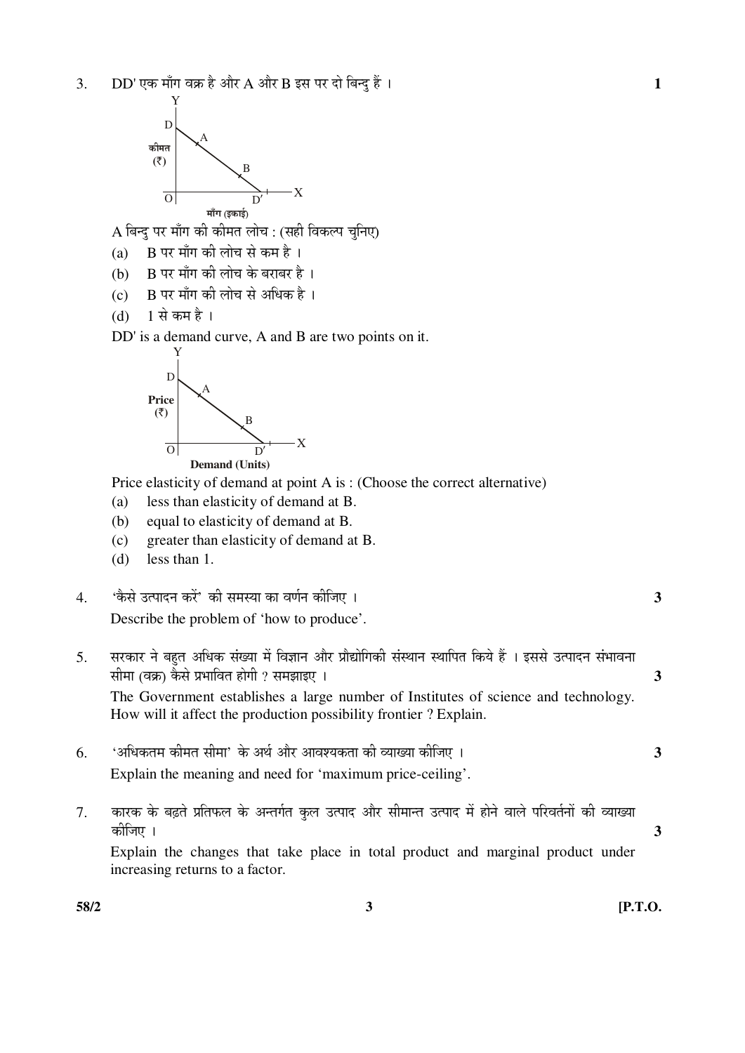3. DD' एक माँग वक्र है और A और B इस पर दो बिन्दु हैं । **1**

A बिन्दु पर माँग की कीमत लोच : (सही विकल्प चुनिए)

(a) B पर माँग की लोच से कम है ।
(b) B पर माँग की लोच के बराबर है ।
(c) B पर माँग की लोच से अधिक है ।
(d) 1 से कम है ।

DD' is a demand curve, A and B are two points on it.

Price elasticity of demand at point A is : (Choose the correct alternative)

(a) less than elasticity of demand at B.
(b) equal to elasticity of demand at B.
(c) greater than elasticity of demand at B.
(d) less than 1.

4. 'कैसे उत्पादन करें' की समस्या का वर्णन कीजिए । **3**

Describe the problem of 'how to produce'.

5. सरकार ने बहुत अधिक संख्या में विज्ञान और प्रौद्योगिकी संस्थान स्थापित किये हैं । इससे उत्पादन संभावना सीमा (वक्र) कैसे प्रभावित होगी ? समझाइए । **3**

The Government establishes a large number of Institutes of science and technology. How will it affect the production possibility frontier ? Explain.

6. 'अधिकतम कीमत सीमा' के अर्थ और आवश्यकता की व्याख्या कीजिए । **3**

Explain the meaning and need for 'maximum price-ceiling'.

7. कारक के बढ़ते प्रतिफल के अन्तर्गत कुल उत्पाद और सीमान्त उत्पाद में होने वाले परिवर्तनों की व्याख्या कीजिए । **3**

Explain the changes that take place in total product and marginal product under increasing returns to a factor.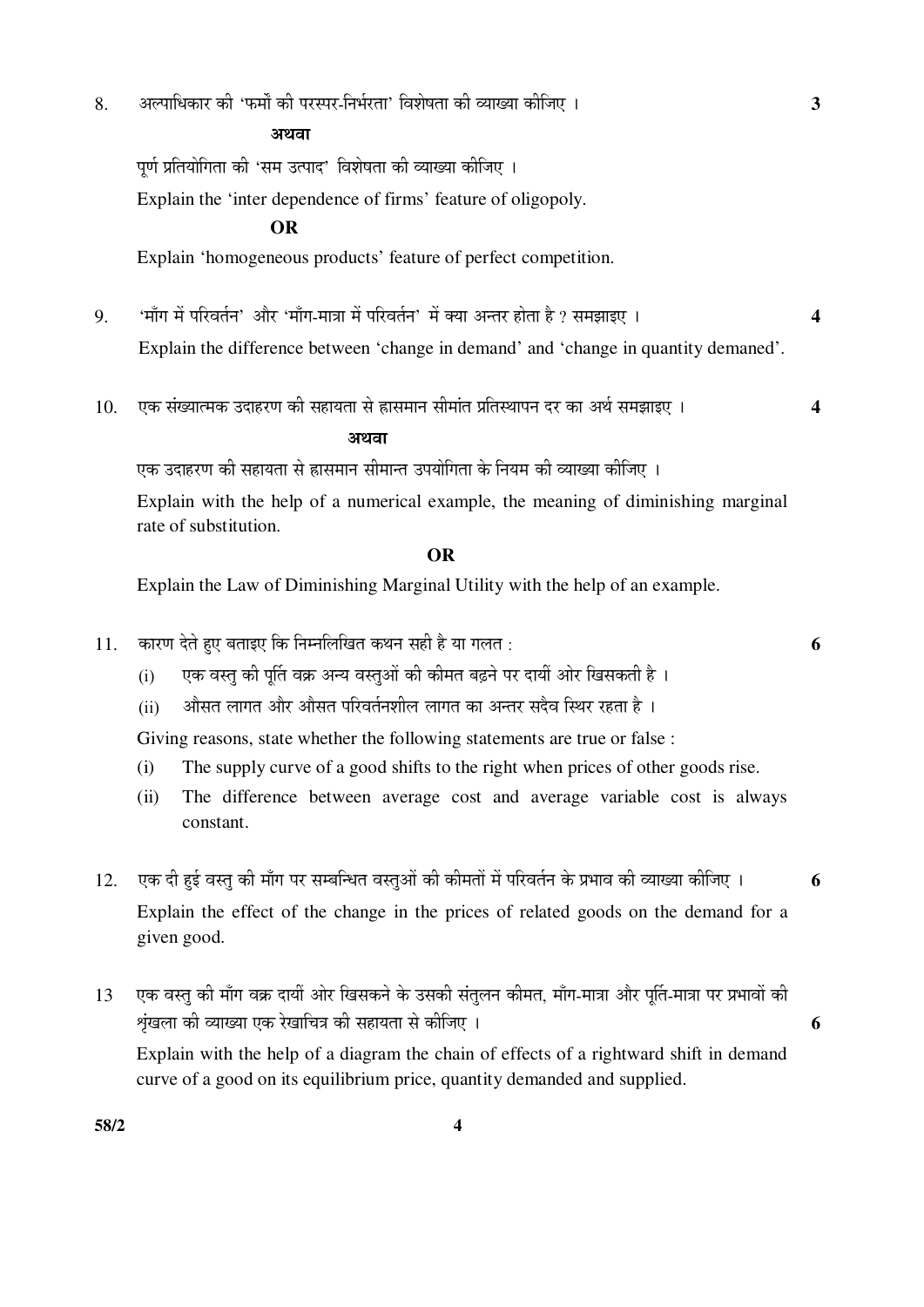8. अल्पाधिकार की 'फर्मों की परस्पर-निर्भरता' विशेषता की व्याख्या कीजिए । **3**

**अथवा**

पूर्ण प्रतियोगिता की 'सम उत्पाद' विशेषता की व्याख्या कीजिए ।

Explain the 'inter dependence of firms' feature of oligopoly.

**OR**

Explain 'homogeneous products' feature of perfect competition.

9. 'माँग में परिवर्तन' और 'माँग-मात्रा में परिवर्तन' में क्या अन्तर होता है ? समझाइए । **4**

Explain the difference between 'change in demand' and 'change in quantity demaned'.

10. एक संख्यात्मक उदाहरण की सहायता से ह्रासमान सीमांत प्रतिस्थापन दर का अर्थ समझाइए । **4**

**अथवा**

एक उदाहरण की सहायता से ह्रासमान सीमान्त उपयोगिता के नियम की व्याख्या कीजिए ।

Explain with the help of a numerical example, the meaning of diminishing marginal rate of substitution.

**OR**

Explain the Law of Diminishing Marginal Utility with the help of an example.

11. कारण देते हुए बताइए कि निम्नलिखित कथन सही है या गलत : **6**

   (i) एक वस्तु की पूर्ति वक्र अन्य वस्तुओं की कीमत बढ़ने पर दायीं ओर खिसकती है ।

   (ii) औसत लागत और औसत परिवर्तनशील लागत का अन्तर सदैव स्थिर रहता है ।

Giving reasons, state whether the following statements are true or false :

   (i) The supply curve of a good shifts to the right when prices of other goods rise.

   (ii) The difference between average cost and average variable cost is always constant.

12. एक दी हुई वस्तु की माँग पर सम्बन्धित वस्तुओं की कीमतों में परिवर्तन के प्रभाव की व्याख्या कीजिए । **6**

Explain the effect of the change in the prices of related goods on the demand for a given good.

13 एक वस्तु की माँग वक्र दायीं ओर खिसकने के उसकी संतुलन कीमत, माँग-मात्रा और पूर्ति-मात्रा पर प्रभावों की शृंखला की व्याख्या एक रेखाचित्र की सहायता से कीजिए । **6**

Explain with the help of a diagram the chain of effects of a rightward shift in demand curve of a good on its equilibrium price, quantity demanded and supplied.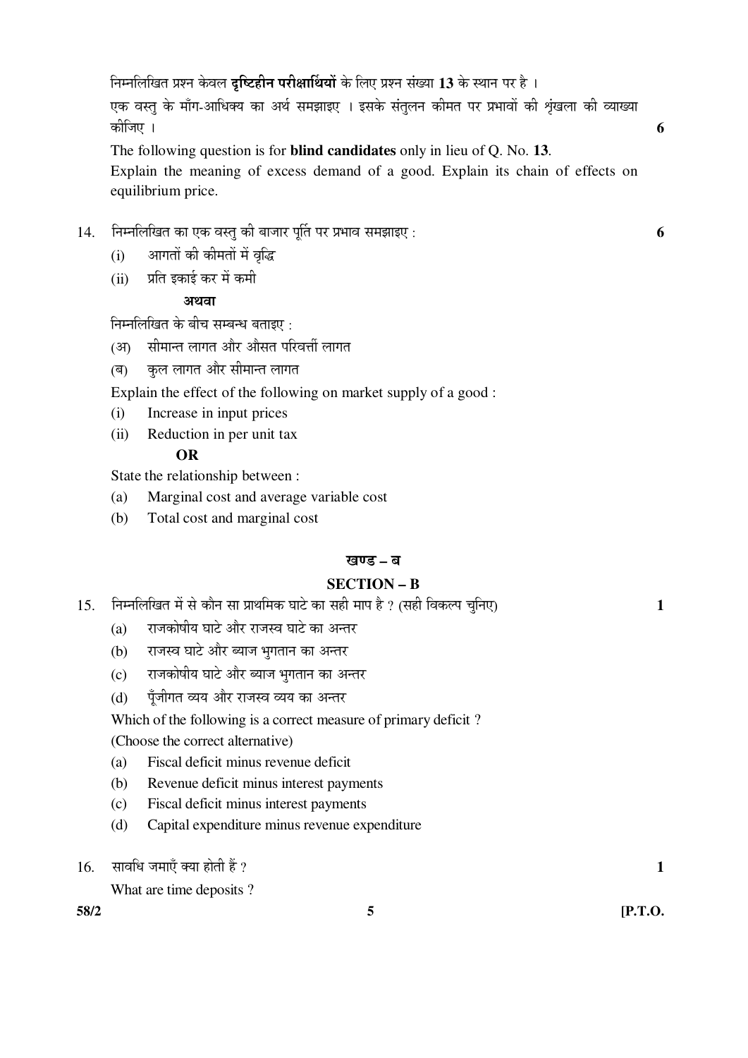निम्नलिखित प्रश्न केवल **दृष्टिहीन परीक्षार्थियों** के लिए प्रश्न संख्या **13** के स्थान पर है ।

एक वस्तु के माँग-आधिक्य का अर्थ समझाइए । इसके संतुलन कीमत पर प्रभावों की श्रृंखला की व्याख्या कीजिए । **6**

The following question is for **blind candidates** only in lieu of Q. No. **13**.

Explain the meaning of excess demand of a good. Explain its chain of effects on equilibrium price.

14. निम्नलिखित का एक वस्तु की बाजार पूर्ति पर प्रभाव समझाइए : **6**

    (i) आगतों की कीमतों में वृद्धि

    (ii) प्रति इकाई कर में कमी

    **अथवा**

    निम्नलिखित के बीच सम्बन्ध बताइए :

    (अ) सीमान्त लागत और औसत परिवर्त्ती लागत

    (ब) कुल लागत और सीमान्त लागत

    Explain the effect of the following on market supply of a good :

    (i) Increase in input prices

    (ii) Reduction in per unit tax

    **OR**

    State the relationship between :

    (a) Marginal cost and average variable cost

    (b) Total cost and marginal cost

## खण्ड – ब

## SECTION – B

15. निम्नलिखित में से कौन सा प्राथमिक घाटे का सही माप है ? (सही विकल्प चुनिए) **1**

    (a) राजकोषीय घाटे और राजस्व घाटे का अन्तर

    (b) राजस्व घाटे और ब्याज भुगतान का अन्तर

    (c) राजकोषीय घाटे और ब्याज भुगतान का अन्तर

    (d) पूँजीगत व्यय और राजस्व व्यय का अन्तर

    Which of the following is a correct measure of primary deficit ?
    (Choose the correct alternative)

    (a) Fiscal deficit minus revenue deficit

    (b) Revenue deficit minus interest payments

    (c) Fiscal deficit minus interest payments

    (d) Capital expenditure minus revenue expenditure

16. सावधि जमाएँ क्या होती हैं ? **1**

    What are time deposits ?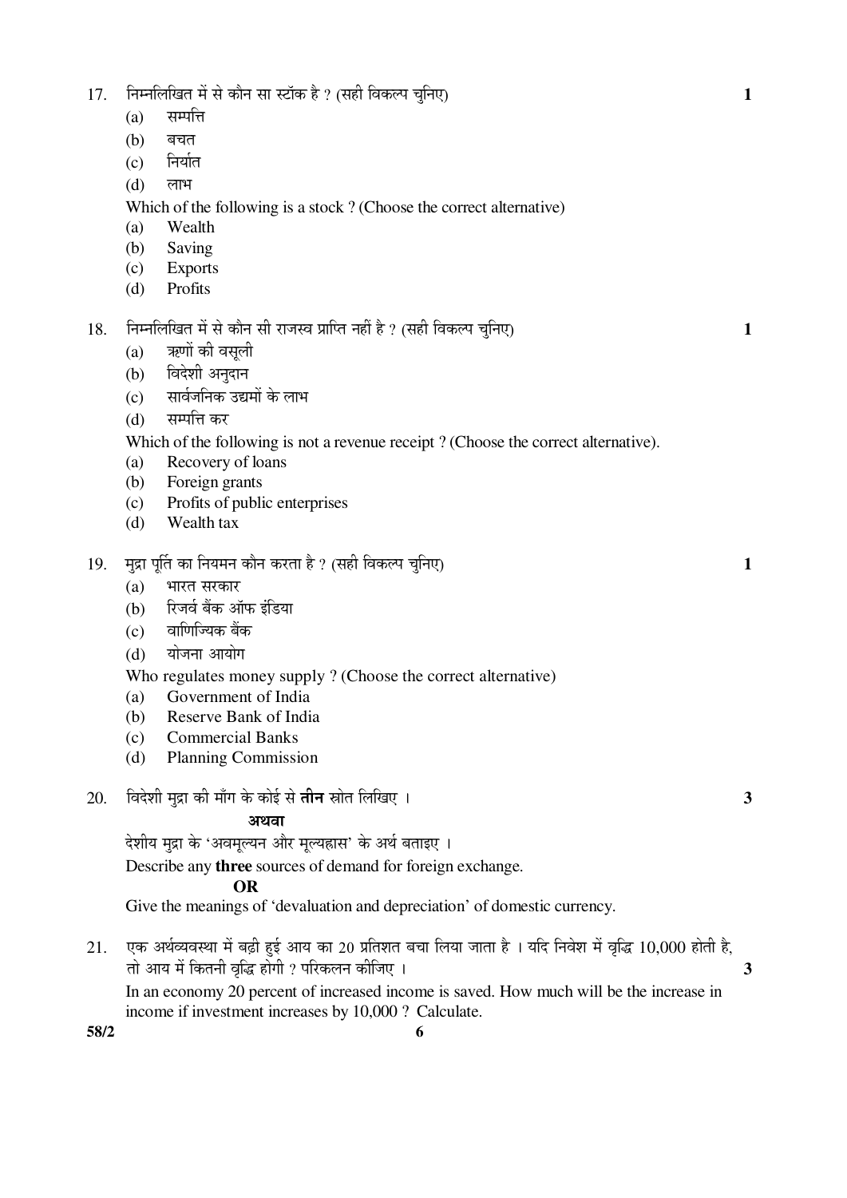17. निम्नलिखित में से कौन सा स्टॉक है ? (सही विकल्प चुनिए) **1**
    (a) सम्पत्ति
    (b) बचत
    (c) निर्यात
    (d) लाभ

    Which of the following is a stock ? (Choose the correct alternative)
    (a) Wealth
    (b) Saving
    (c) Exports
    (d) Profits

18. निम्नलिखित में से कौन सी राजस्व प्राप्ति नहीं है ? (सही विकल्प चुनिए) **1**
    (a) ऋणों की वसूली
    (b) विदेशी अनुदान
    (c) सार्वजनिक उद्यमों के लाभ
    (d) सम्पत्ति कर

    Which of the following is not a revenue receipt ? (Choose the correct alternative).
    (a) Recovery of loans
    (b) Foreign grants
    (c) Profits of public enterprises
    (d) Wealth tax

19. मुद्रा पूर्ति का नियमन कौन करता है ? (सही विकल्प चुनिए) **1**
    (a) भारत सरकार
    (b) रिजर्व बैंक ऑफ इंडिया
    (c) वाणिज्यिक बैंक
    (d) योजना आयोग

    Who regulates money supply ? (Choose the correct alternative)
    (a) Government of India
    (b) Reserve Bank of India
    (c) Commercial Banks
    (d) Planning Commission

20. विदेशी मुद्रा की माँग के कोई से **तीन** स्रोत लिखिए । **3**

    **अथवा**

    देशीय मुद्रा के 'अवमूल्यन और मूल्यह्रास' के अर्थ बताइए ।

    Describe any **three** sources of demand for foreign exchange.

    **OR**

    Give the meanings of 'devaluation and depreciation' of domestic currency.

21. एक अर्थव्यवस्था में बढ़ी हुई आय का 20 प्रतिशत बचा लिया जाता है । यदि निवेश में वृद्धि 10,000 होती है, तो आय में कितनी वृद्धि होगी ? परिकलन कीजिए । **3**

    In an economy 20 percent of increased income is saved. How much will be the increase in income if investment increases by 10,000 ? Calculate.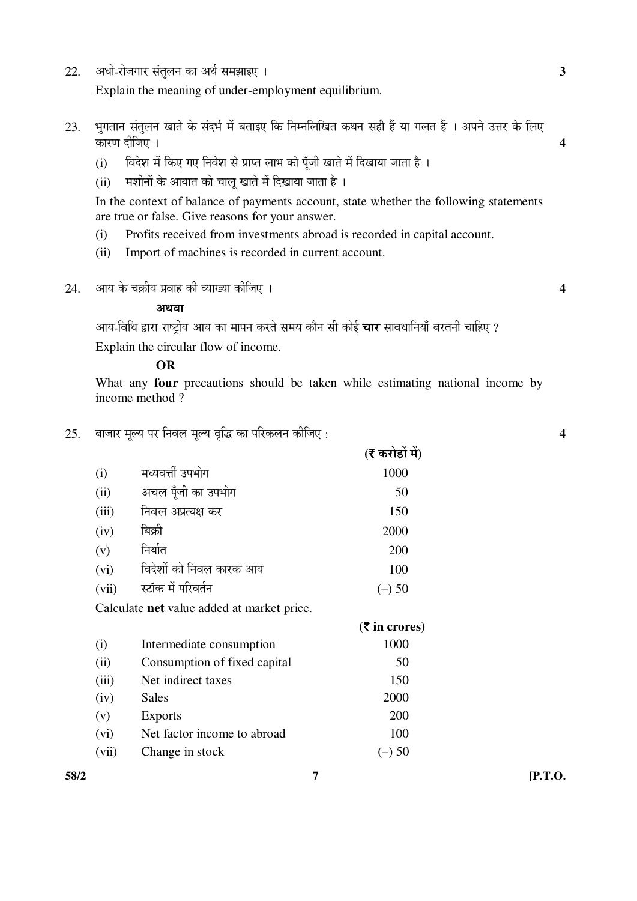22. अधो-रोजगार संतुलन का अर्थ समझाइए । **3**

Explain the meaning of under-employment equilibrium.

23. भुगतान संतुलन खाते के संदर्भ में बताइए कि निम्नलिखित कथन सही हैं या गलत हैं । अपने उत्तर के लिए कारण दीजिए । **4**

 (i) विदेश में किए गए निवेश से प्राप्त लाभ को पूँजी खाते में दिखाया जाता है ।

 (ii) मशीनों के आयात को चालू खाते में दिखाया जाता है ।

In the context of balance of payments account, state whether the following statements are true or false. Give reasons for your answer.

 (i) Profits received from investments abroad is recorded in capital account.

 (ii) Import of machines is recorded in current account.

24. आय के चक्रीय प्रवाह की व्याख्या कीजिए । **4**

**अथवा**

आय-विधि द्वारा राष्ट्रीय आय का मापन करते समय कौन सी कोई **चार** सावधानियाँ बरतनी चाहिए ?

Explain the circular flow of income.

**OR**

What any **four** precautions should be taken while estimating national income by income method ?

25. बाजार मूल्य पर निवल मूल्य वृद्धि का परिकलन कीजिए : **4**

| | | (₹ करोड़ों में) |
|---|---|---|
| (i) | मध्यवर्त्ती उपभोग | 1000 |
| (ii) | अचल पूँजी का उपभोग | 50 |
| (iii) | निवल अप्रत्यक्ष कर | 150 |
| (iv) | बिक्री | 2000 |
| (v) | निर्यात | 200 |
| (vi) | विदेशों को निवल कारक आय | 100 |
| (vii) | स्टॉक में परिवर्तन | (–) 50 |

Calculate **net** value added at market price.

| | | (₹ in crores) |
|---|---|---|
| (i) | Intermediate consumption | 1000 |
| (ii) | Consumption of fixed capital | 50 |
| (iii) | Net indirect taxes | 150 |
| (iv) | Sales | 2000 |
| (v) | Exports | 200 |
| (vi) | Net factor income to abroad | 100 |
| (vii) | Change in stock | (–) 50 |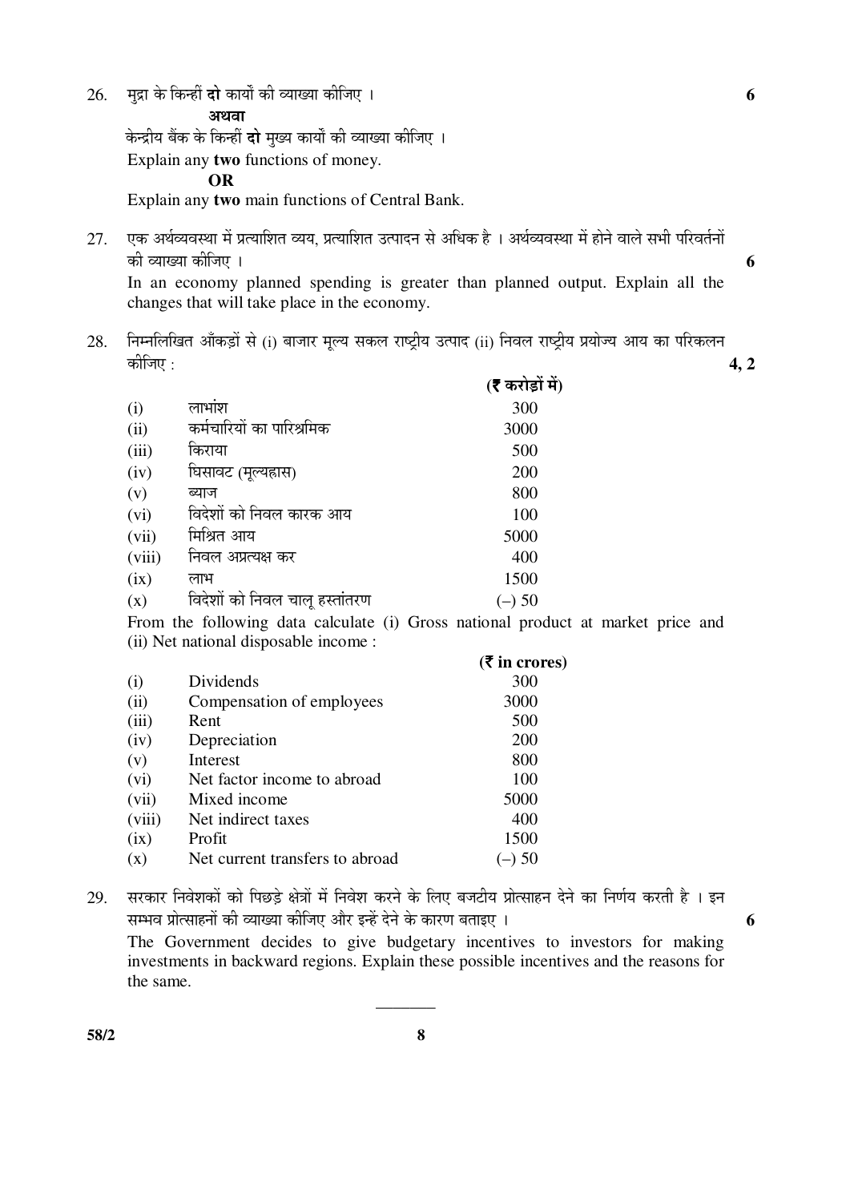26. मुद्रा के किन्हीं **दो** कार्यों की व्याख्या कीजिए । **6**

**अथवा**

केन्द्रीय बैंक के किन्हीं **दो** मुख्य कार्यों की व्याख्या कीजिए ।

Explain any **two** functions of money.

**OR**

Explain any **two** main functions of Central Bank.

27. एक अर्थव्यवस्था में प्रत्याशित व्यय, प्रत्याशित उत्पादन से अधिक है । अर्थव्यवस्था में होने वाले सभी परिवर्तनों की व्याख्या कीजिए । **6**

In an economy planned spending is greater than planned output. Explain all the changes that will take place in the economy.

28. निम्नलिखित आँकड़ों से (i) बाजार मूल्य सकल राष्ट्रीय उत्पाद (ii) निवल राष्ट्रीय प्रयोज्य आय का परिकलन कीजिए : **4, 2**

| | | (₹ करोड़ों में) |
|---|---|---|
| (i) | लाभांश | 300 |
| (ii) | कर्मचारियों का पारिश्रमिक | 3000 |
| (iii) | किराया | 500 |
| (iv) | घिसावट (मूल्यह्रास) | 200 |
| (v) | ब्याज | 800 |
| (vi) | विदेशों को निवल कारक आय | 100 |
| (vii) | मिश्रित आय | 5000 |
| (viii) | निवल अप्रत्यक्ष कर | 400 |
| (ix) | लाभ | 1500 |
| (x) | विदेशों को निवल चालू हस्तांतरण | (–) 50 |

From the following data calculate (i) Gross national product at market price and (ii) Net national disposable income :

| | | (₹ in crores) |
|---|---|---|
| (i) | Dividends | 300 |
| (ii) | Compensation of employees | 3000 |
| (iii) | Rent | 500 |
| (iv) | Depreciation | 200 |
| (v) | Interest | 800 |
| (vi) | Net factor income to abroad | 100 |
| (vii) | Mixed income | 5000 |
| (viii) | Net indirect taxes | 400 |
| (ix) | Profit | 1500 |
| (x) | Net current transfers to abroad | (–) 50 |

29. सरकार निवेशकों को पिछड़े क्षेत्रों में निवेश करने के लिए बजटीय प्रोत्साहन देने का निर्णय करती है । इन सम्भव प्रोत्साहनों की व्याख्या कीजिए और इन्हें देने के कारण बताइए । **6**

The Government decides to give budgetary incentives to investors for making investments in backward regions. Explain these possible incentives and the reasons for the same.